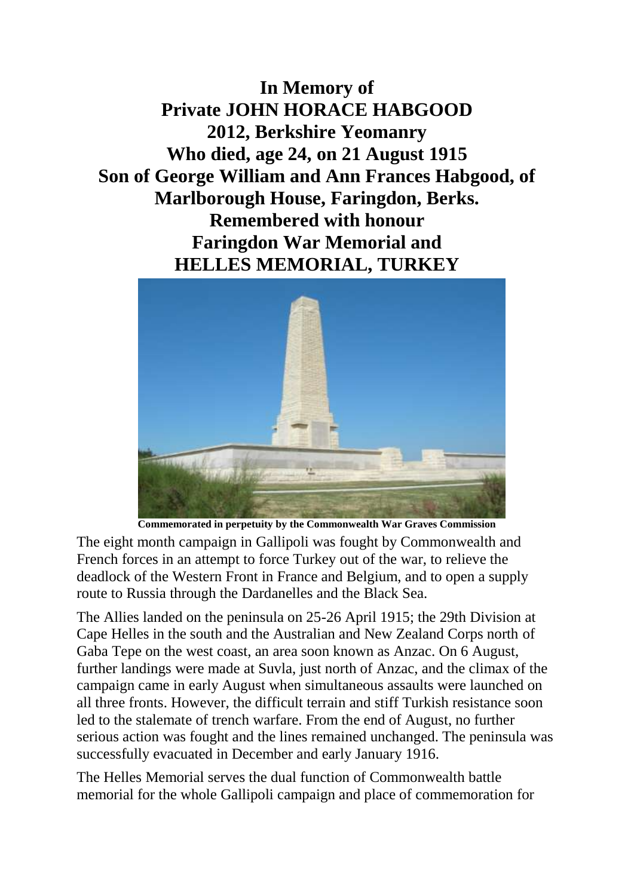# In Memory of
# Private JOHN HORACE HABGOOD
# 2012, Berkshire Yeomanry
# Who died, age 24, on 21 August 1915
# Son of George William and Ann Frances Habgood, of Marlborough House, Faringdon, Berks.
# Remembered with honour
# Faringdon War Memorial and
# HELLES MEMORIAL, TURKEY

**Commemorated in perpetuity by the Commonwealth War Graves Commission**

The eight month campaign in Gallipoli was fought by Commonwealth and French forces in an attempt to force Turkey out of the war, to relieve the deadlock of the Western Front in France and Belgium, and to open a supply route to Russia through the Dardanelles and the Black Sea.

The Allies landed on the peninsula on 25-26 April 1915; the 29th Division at Cape Helles in the south and the Australian and New Zealand Corps north of Gaba Tepe on the west coast, an area soon known as Anzac. On 6 August, further landings were made at Suvla, just north of Anzac, and the climax of the campaign came in early August when simultaneous assaults were launched on all three fronts. However, the difficult terrain and stiff Turkish resistance soon led to the stalemate of trench warfare. From the end of August, no further serious action was fought and the lines remained unchanged. The peninsula was successfully evacuated in December and early January 1916.

The Helles Memorial serves the dual function of Commonwealth battle memorial for the whole Gallipoli campaign and place of commemoration for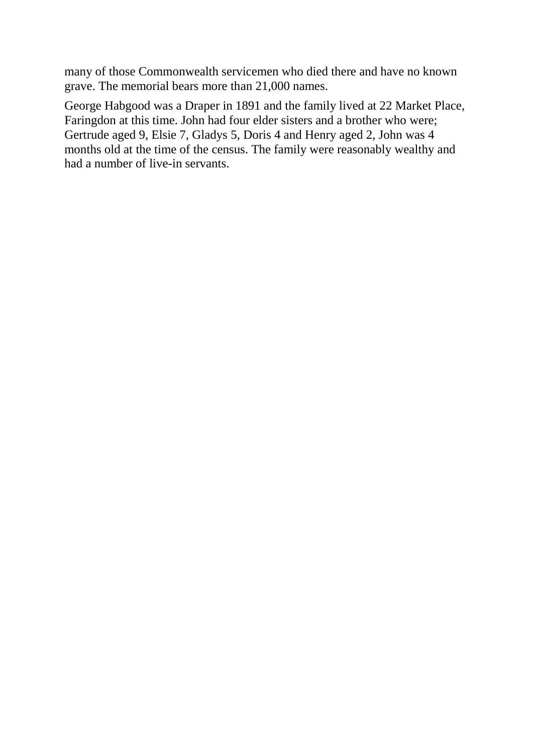many of those Commonwealth servicemen who died there and have no known grave. The memorial bears more than 21,000 names.

George Habgood was a Draper in 1891 and the family lived at 22 Market Place, Faringdon at this time. John had four elder sisters and a brother who were; Gertrude aged 9, Elsie 7, Gladys 5, Doris 4 and Henry aged 2, John was 4 months old at the time of the census. The family were reasonably wealthy and had a number of live-in servants.